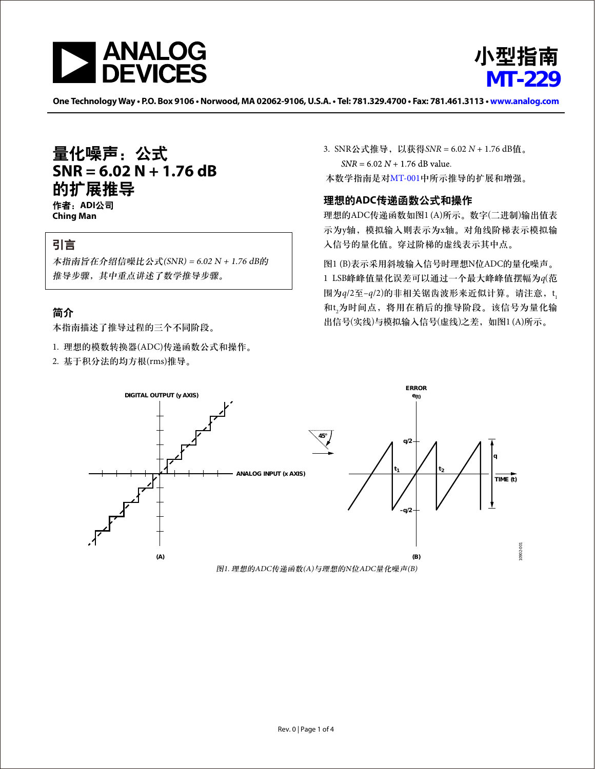# 小型指南 MT-229

# 量化噪声：公式 SNR = 6.02 N + 1.76 dB 的扩展推导

**作者：ADI公司**
**Ching Man**

## 引言

*本指南旨在介绍信噪比公式(SNR) = 6.02 N + 1.76 dB的推导步骤，其中重点讲述了数学推导步骤。*

## 简介

本指南描述了推导过程的三个不同阶段。

1. 理想的模数转换器(ADC)传递函数公式和操作。
2. 基于积分法的均方根(rms)推导。
3. SNR公式推导，以获得$SNR = 6.02\ N + 1.76$ dB值。
   $SNR = 6.02\ N + 1.76$ dB value.

本数学指南是对MT-001中所示推导的扩展和增强。

## 理想的ADC传递函数公式和操作

理想的ADC传递函数如图1 (A)所示。数字(二进制)输出值表示为y轴，模拟输入则表示为x轴。对角线阶梯表示模拟输入信号的量化值。穿过阶梯的虚线表示其中点。

图1 (B)表示采用斜坡输入信号时理想N位ADC的量化噪声。1 LSB峰峰值量化误差可以通过一个最大峰峰值摆幅为$q$(范围为$q/2$至$-q/2$)的非相关锯齿波形来近似计算。请注意，$t_1$和$t_2$为时间点，将用在稍后的推导阶段。该信号为量化输出信号(实线)与模拟输入信号(虚线)之差，如图1 (A)所示。

*图1. 理想的ADC传递函数(A)与理想的N位ADC量化噪声(B)*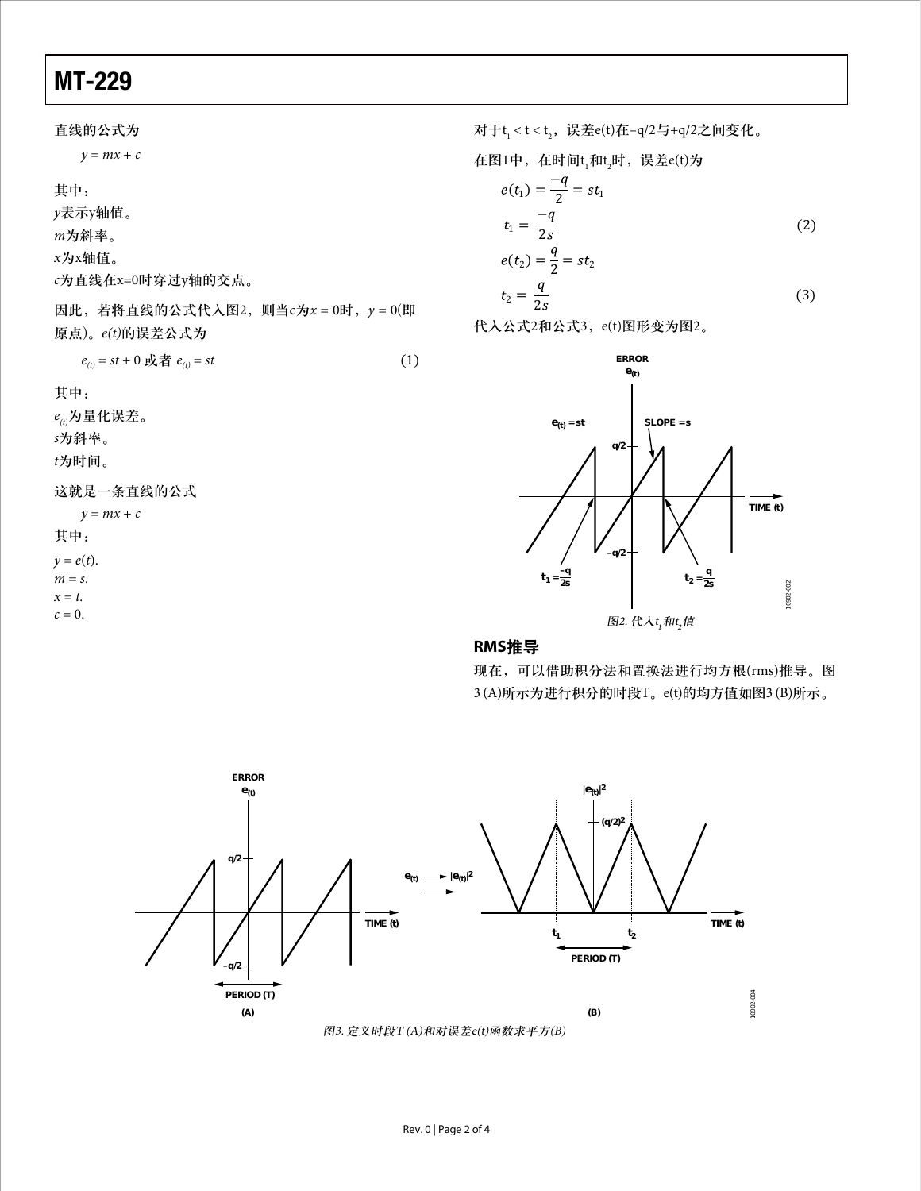直线的公式为

$$y = mx + c$$

其中：

$y$表示y轴值。

$m$为斜率。

$x$为x轴值。

$c$为直线在x=0时穿过y轴的交点。

因此，若将直线的公式代入图2，则当c为$x = 0$时，$y = 0$(即原点)。$e(t)$的误差公式为

$$e_{(t)} = st + 0 \text{ 或者 } e_{(t)} = st \tag{1}$$

其中：

$e_{(t)}$为量化误差。

$s$为斜率。

$t$为时间。

这就是一条直线的公式

$$y = mx + c$$

其中：

$y = e(t)$.

$m = s$.

$x = t$.

$c = 0$.

对于$t_1 < t < t_2$，误差e(t)在−q/2与+q/2之间变化。

在图1中，在时间$t_1$和$t_2$时，误差e(t)为

$$e(t_1) = \frac{-q}{2} = st_1$$

$$t_1 = \frac{-q}{2s} \tag{2}$$

$$e(t_2) = \frac{q}{2} = st_2$$

$$t_2 = \frac{q}{2s} \tag{3}$$

代入公式2和公式3，e(t)图形变为图2。

图2. 代入$t_1$和$t_2$值

## RMS推导

现在，可以借助积分法和置换法进行均方根(rms)推导。图3 (A)所示为进行积分的时段T。e(t)的均方值如图3 (B)所示。

图3. 定义时段T (A)和对误差e(t)函数求平方(B)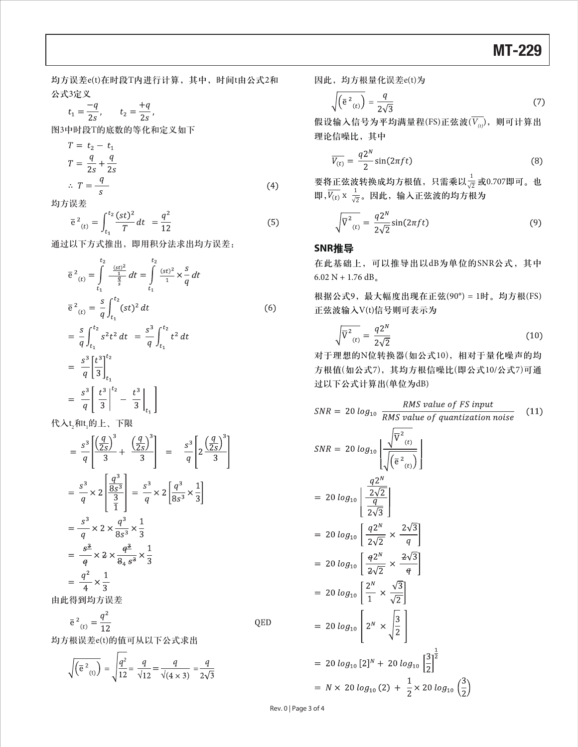均方误差e(t)在时段T内进行计算，其中，时间t由公式2和公式3定义

$$t_1 = \frac{-q}{2s}, \qquad t_2 = \frac{+q}{2s},$$

图3中时段T的底数的等化和定义如下

$$T = t_2 - t_1$$

$$T = \frac{q}{2s} + \frac{q}{2s}$$

$$\therefore T = \frac{q}{s} \tag{4}$$

均方误差

$$\bar{e}^2_{(t)} = \int_{t_1}^{t_2} \frac{(st)^2}{T} dt = \frac{q^2}{12} \tag{5}$$

通过以下方式推出，即用积分法求出均方误差：

$$\bar{e}^2_{(t)} = \int_{t_1}^{t_2} \frac{\frac{(st)^2}{1}}{\frac{q}{s}} dt = \int_{t_1}^{t_2} \frac{(st)^2}{1} \times \frac{s}{q} dt$$

$$\bar{e}^2_{(t)} = \frac{s}{q}\int_{t_1}^{t_2} (st)^2 \, dt \tag{6}$$

$$= \frac{s}{q}\int_{t_1}^{t_2} s^2t^2 \, dt = \frac{s^3}{q}\int_{t_1}^{t_2} t^2 \, dt$$

$$= \frac{s^3}{q}\left[\frac{t^3}{3}\right]_{t_1}^{t_2}$$

$$= \frac{s^3}{q}\left[\left.\frac{t^3}{3}\right|^{t_2} - \left.\frac{t^3}{3}\right|_{t_1}\right]$$

代入$t_2$和$t_1$的上、下限

$$= \frac{s^3}{q}\left[\frac{\left(\frac{q}{2s}\right)^3}{3} + \frac{\left(\frac{q}{2s}\right)^3}{3}\right] = \frac{s^3}{q}\left[2\frac{\left(\frac{q}{2s}\right)^3}{3}\right]$$

$$= \frac{s^3}{q} \times 2\left[\frac{\frac{q^3}{8s^3}}{\frac{3}{1}}\right] = \frac{s^3}{q} \times 2\left[\frac{q^3}{8s^3} \times \frac{1}{3}\right]$$

$$= \frac{s^3}{q} \times 2 \times \frac{q^3}{8s^3} \times \frac{1}{3}$$

$$= \frac{\cancel{s^3}}{\cancel{q}} \times \cancel{2} \times \frac{\cancel{q^3}}{{}_4\cancel{8}\,\cancel{s^3}} \times \frac{1}{3}$$

$$= \frac{q^2}{4} \times \frac{1}{3}$$

由此得到均方误差

$$\bar{e}^2_{(t)} = \frac{q^2}{12} \qquad \text{QED}$$

均方根误差e(t)的值可从以下公式求出

$$\sqrt{\left(\bar{e}^2_{(t)}\right)} = \sqrt{\frac{q^2}{12}} = \frac{q}{\sqrt{12}} = \frac{q}{\sqrt{(4 \times 3)}} = \frac{q}{2\sqrt{3}}$$

因此，均方根量化误差e(t)为

$$\sqrt{\left(\bar{e}^2_{(t)}\right)} = \frac{q}{2\sqrt{3}} \tag{7}$$

假设输入信号为平均满量程(FS)正弦波($\overline{V_{(t)}}$)，则可计算出理论信噪比，其中

$$\overline{V_{(t)}} = \frac{q2^N}{2}\sin(2\pi ft) \tag{8}$$

要将正弦波转换成均方根值，只需乘以$\frac{1}{\sqrt{2}}$或0.707即可。也即，$\overline{V_{(t)}} \times \frac{1}{\sqrt{2}}$。因此，输入正弦波的均方根为

$$\sqrt{\bar{V}^2_{(t)}} = \frac{q2^N}{2\sqrt{2}}\sin(2\pi ft) \tag{9}$$

## SNR推导

在此基础上，可以推导出以dB为单位的SNR公式，其中6.02 N + 1.76 dB。

根据公式9，最大幅度出现在正弦(90°) = 1时。均方根(FS)正弦波输入V(t)信号则可表示为

$$\sqrt{\bar{V}^2_{(t)}} = \frac{q2^N}{2\sqrt{2}} \tag{10}$$

对于理想的N位转换器(如公式10)，相对于量化噪声的均方根值(如公式7)，其均方根信噪比(即公式10/公式7)可通过以下公式计算出(单位为dB)

$$SNR = 20\log_{10}\frac{RMS\ value\ of\ FS\ input}{RMS\ value\ of\ quantization\ noise} \tag{11}$$

$$SNR = 20\log_{10}\left|\frac{\sqrt{\bar{V}^2_{(t)}}}{\sqrt{\left(\bar{e}^2_{(t)}\right)}}\right|$$

$$= 20\log_{10}\left|\frac{\frac{q2^N}{2\sqrt{2}}}{\frac{q}{2\sqrt{3}}}\right|$$

$$= 20\log_{10}\left[\frac{q2^N}{2\sqrt{2}} \times \frac{2\sqrt{3}}{q}\right]$$

$$= 20\log_{10}\left[\frac{\cancel{q}2^N}{\cancel{2}\sqrt{2}} \times \frac{\cancel{2}\sqrt{3}}{\cancel{q}}\right]$$

$$= 20\log_{10}\left[\frac{2^N}{1} \times \frac{\sqrt{3}}{\sqrt{2}}\right]$$

$$= 20\log_{10}\left[2^N \times \sqrt{\frac{3}{2}}\right]$$

$$= 20\log_{10}[2]^N + 20\log_{10}\left[\frac{3}{2}\right]^{\frac{1}{2}}$$

$$= N \times 20\log_{10}(2) + \frac{1}{2} \times 20\log_{10}\left(\frac{3}{2}\right)$$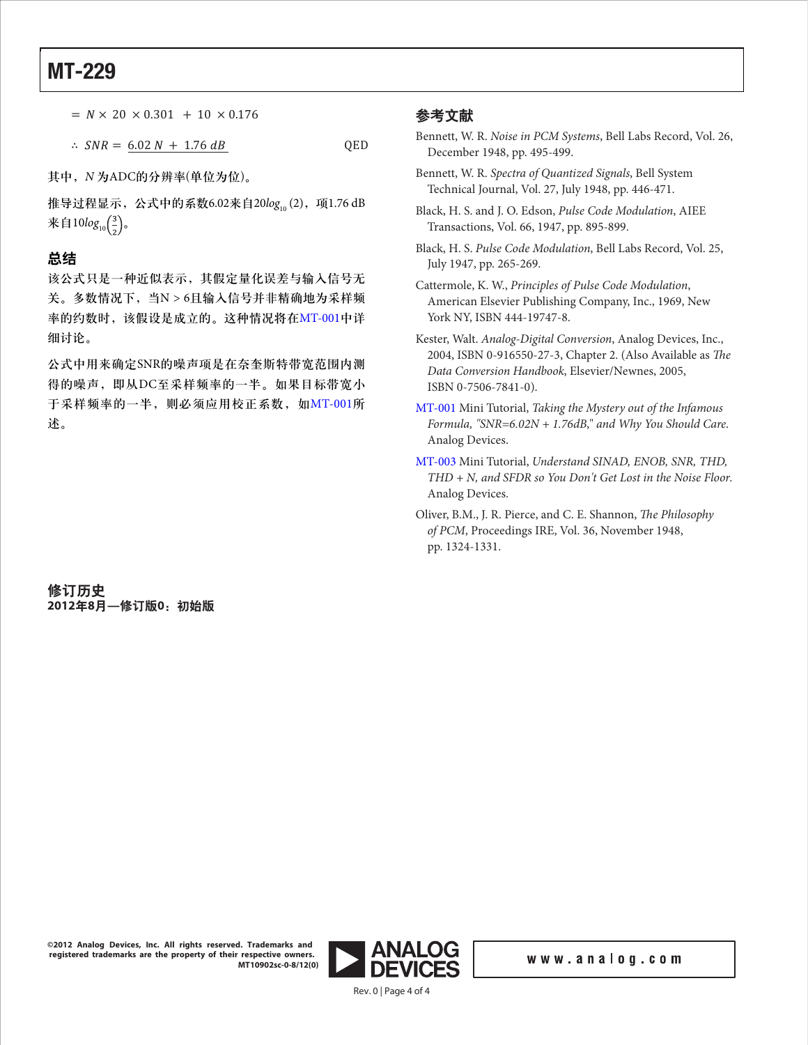$$= N \times 20 \times 0.301 + 10 \times 0.176$$

$$\therefore SNR = 6.02\,N + 1.76\,dB \qquad \text{QED}$$

其中，$N$ 为ADC的分辨率(单位为位)。

推导过程显示，公式中的系数6.02来自$20log_{10}(2)$，项1.76 dB来自$10log_{10}\left(\frac{3}{2}\right)$。

## 总结

该公式只是一种近似表示，其假定量化误差与输入信号无关。多数情况下，当N > 6且输入信号并非精确地为采样频率的约数时，该假设是成立的。这种情况将在MT-001中详细讨论。

公式中用来确定SNR的噪声项是在奈奎斯特带宽范围内测得的噪声，即从DC至采样频率的一半。如果目标带宽小于采样频率的一半，则必须应用校正系数，如MT-001所述。

## 参考文献

Bennett, W. R. *Noise in PCM Systems*, Bell Labs Record, Vol. 26, December 1948, pp. 495-499.

Bennett, W. R. *Spectra of Quantized Signals*, Bell System Technical Journal, Vol. 27, July 1948, pp. 446-471.

Black, H. S. and J. O. Edson, *Pulse Code Modulation*, AIEE Transactions, Vol. 66, 1947, pp. 895-899.

Black, H. S. *Pulse Code Modulation*, Bell Labs Record, Vol. 25, July 1947, pp. 265-269.

Cattermole, K. W., *Principles of Pulse Code Modulation*, American Elsevier Publishing Company, Inc., 1969, New York NY, ISBN 444-19747-8.

Kester, Walt. *Analog-Digital Conversion*, Analog Devices, Inc., 2004, ISBN 0-916550-27-3, Chapter 2. (Also Available as *The Data Conversion Handbook*, Elsevier/Newnes, 2005, ISBN 0-7506-7841-0).

MT-001 Mini Tutorial, *Taking the Mystery out of the Infamous Formula, "SNR=6.02N + 1.76dB," and Why You Should Care.* Analog Devices.

MT-003 Mini Tutorial, *Understand SINAD, ENOB, SNR, THD, THD + N, and SFDR so You Don't Get Lost in the Noise Floor.* Analog Devices.

Oliver, B.M., J. R. Pierce, and C. E. Shannon, *The Philosophy of PCM*, Proceedings IRE, Vol. 36, November 1948, pp. 1324-1331.

## 修订历史

**2012年8月—修订版0：初始版**

©2012 Analog Devices, Inc. All rights reserved. Trademarks and registered trademarks are the property of their respective owners. MT10902sc-0-8/12(0)

www.analog.com